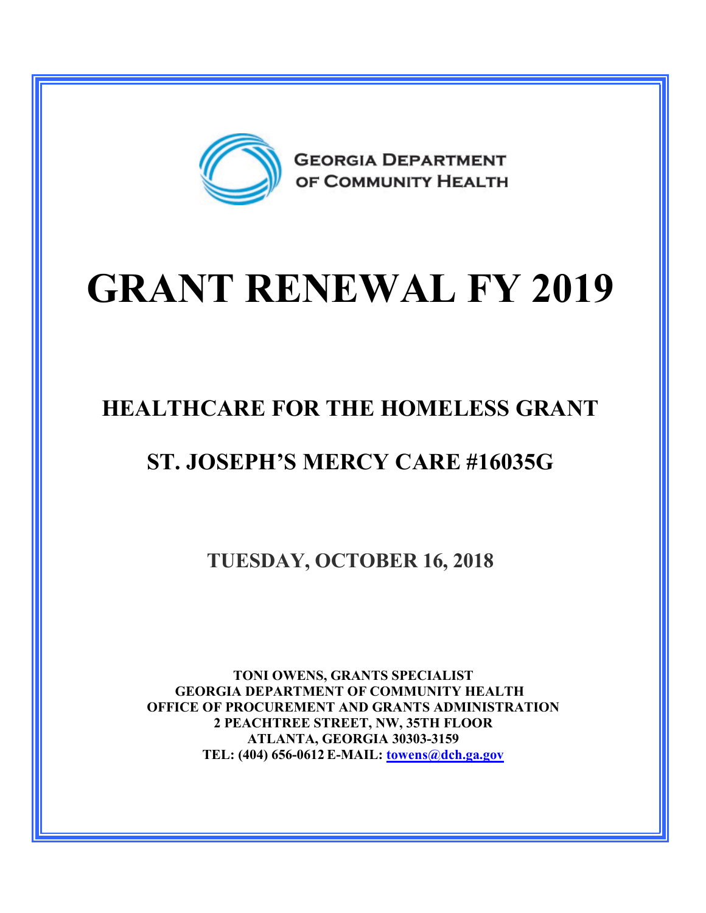GEORGIA DEPARTMENT OF COMMUNITY HEALTH

# GRANT RENEWAL FY 2019

## HEALTHCARE FOR THE HOMELESS GRANT

## ST. JOSEPH'S MERCY CARE #16035G

### TUESDAY, OCTOBER 16, 2018

**TONI OWENS, GRANTS SPECIALIST**
**GEORGIA DEPARTMENT OF COMMUNITY HEALTH**
**OFFICE OF PROCUREMENT AND GRANTS ADMINISTRATION**
**2 PEACHTREE STREET, NW, 35TH FLOOR**
**ATLANTA, GEORGIA 30303-3159**
**TEL: (404) 656-0612 E-MAIL: towens@dch.ga.gov**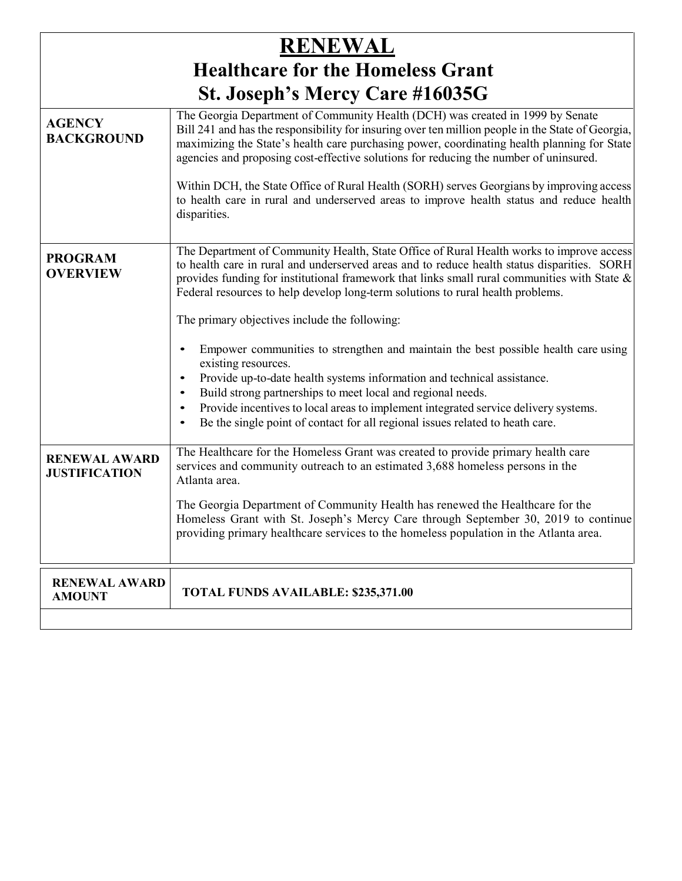# RENEWAL

## Healthcare for the Homeless Grant

## St. Joseph's Mercy Care #16035G

| | |
|---|---|
| **AGENCY BACKGROUND** | The Georgia Department of Community Health (DCH) was created in 1999 by Senate Bill 241 and has the responsibility for insuring over ten million people in the State of Georgia, maximizing the State's health care purchasing power, coordinating health planning for State agencies and proposing cost-effective solutions for reducing the number of uninsured.<br><br>Within DCH, the State Office of Rural Health (SORH) serves Georgians by improving access to health care in rural and underserved areas to improve health status and reduce health disparities. |
| **PROGRAM OVERVIEW** | The Department of Community Health, State Office of Rural Health works to improve access to health care in rural and underserved areas and to reduce health status disparities. SORH provides funding for institutional framework that links small rural communities with State & Federal resources to help develop long-term solutions to rural health problems.<br><br>The primary objectives include the following:<br><br>• Empower communities to strengthen and maintain the best possible health care using existing resources.<br>• Provide up-to-date health systems information and technical assistance.<br>• Build strong partnerships to meet local and regional needs.<br>• Provide incentives to local areas to implement integrated service delivery systems.<br>• Be the single point of contact for all regional issues related to heath care. |
| **RENEWAL AWARD JUSTIFICATION** | The Healthcare for the Homeless Grant was created to provide primary health care services and community outreach to an estimated 3,688 homeless persons in the Atlanta area.<br><br>The Georgia Department of Community Health has renewed the Healthcare for the Homeless Grant with St. Joseph's Mercy Care through September 30, 2019 to continue providing primary healthcare services to the homeless population in the Atlanta area. |
| **RENEWAL AWARD AMOUNT** | **TOTAL FUNDS AVAILABLE: $235,371.00** |